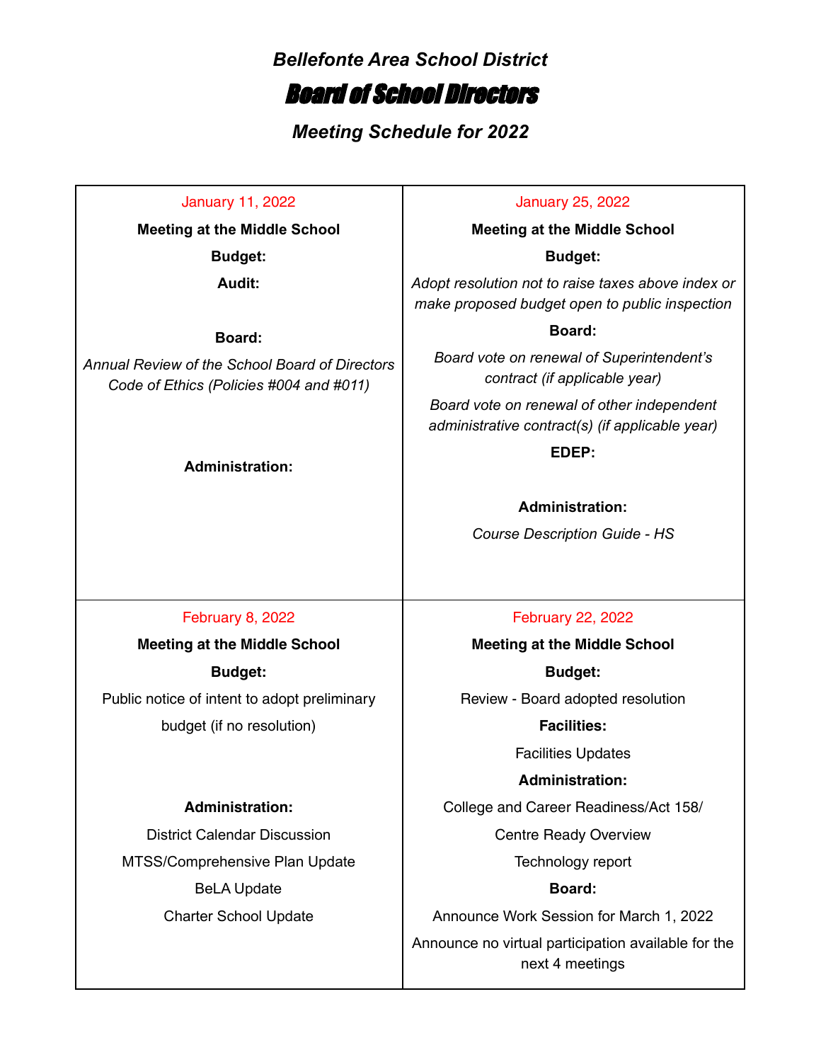# *Bellefonte Area School District*

# Board of School Directors

## *Meeting Schedule for 2022*

| January 11, 2022 | January 25, 2022 |
|---|---|
| **Meeting at the Middle School**<br>**Budget:**<br>**Audit:**<br><br>**Board:**<br>*Annual Review of the School Board of Directors Code of Ethics (Policies #004 and #011)*<br><br>**Administration:** | **Meeting at the Middle School**<br>**Budget:**<br>*Adopt resolution not to raise taxes above index or make proposed budget open to public inspection*<br>**Board:**<br>*Board vote on renewal of Superintendent's contract (if applicable year)*<br>*Board vote on renewal of other independent administrative contract(s) (if applicable year)*<br>**EDEP:**<br><br>**Administration:**<br>*Course Description Guide - HS* |
| **February 8, 2022** | **February 22, 2022** |
| **Meeting at the Middle School**<br>**Budget:**<br>Public notice of intent to adopt preliminary budget (if no resolution)<br><br>**Administration:**<br>District Calendar Discussion<br>MTSS/Comprehensive Plan Update<br>BeLA Update<br>Charter School Update | **Meeting at the Middle School**<br>**Budget:**<br>Review - Board adopted resolution<br>**Facilities:**<br>Facilities Updates<br>**Administration:**<br>College and Career Readiness/Act 158/<br>Centre Ready Overview<br>Technology report<br>**Board:**<br>Announce Work Session for March 1, 2022<br>Announce no virtual participation available for the next 4 meetings |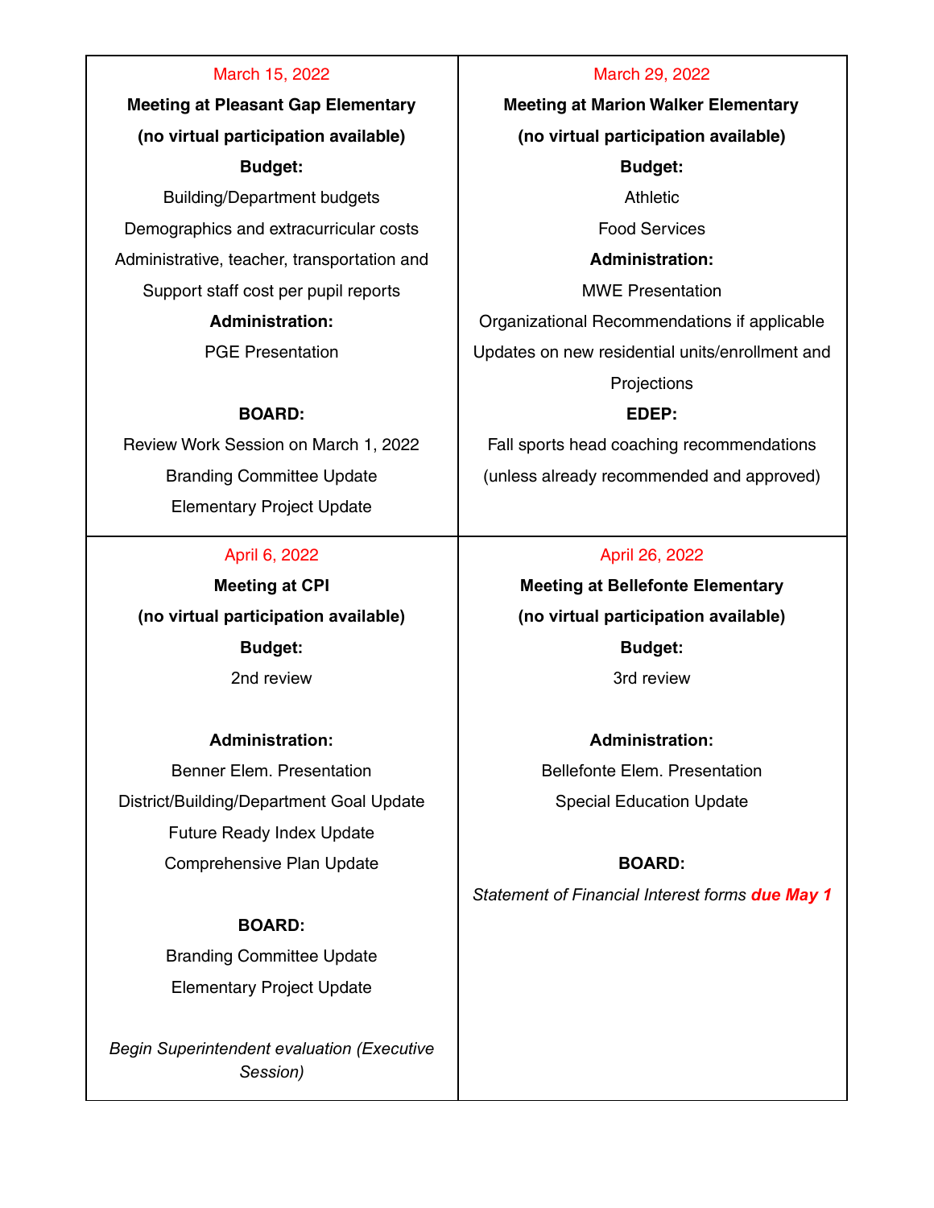March 15, 2022

**Meeting at Pleasant Gap Elementary**

**(no virtual participation available)**

**Budget:**

Building/Department budgets

Demographics and extracurricular costs

Administrative, teacher, transportation and Support staff cost per pupil reports

**Administration:**

PGE Presentation

**BOARD:**

Review Work Session on March 1, 2022

Branding Committee Update

Elementary Project Update

---

March 29, 2022

**Meeting at Marion Walker Elementary**

**(no virtual participation available)**

**Budget:**

Athletic

Food Services

**Administration:**

MWE Presentation

Organizational Recommendations if applicable

Updates on new residential units/enrollment and Projections

**EDEP:**

Fall sports head coaching recommendations (unless already recommended and approved)

---

April 6, 2022

**Meeting at CPI**

**(no virtual participation available)**

**Budget:**

2nd review

**Administration:**

Benner Elem. Presentation

District/Building/Department Goal Update

Future Ready Index Update

Comprehensive Plan Update

**BOARD:**

Branding Committee Update

Elementary Project Update

*Begin Superintendent evaluation (Executive Session)*

---

April 26, 2022

**Meeting at Bellefonte Elementary**

**(no virtual participation available)**

**Budget:**

3rd review

**Administration:**

Bellefonte Elem. Presentation

Special Education Update

**BOARD:**

*Statement of Financial Interest forms* ***due May 1***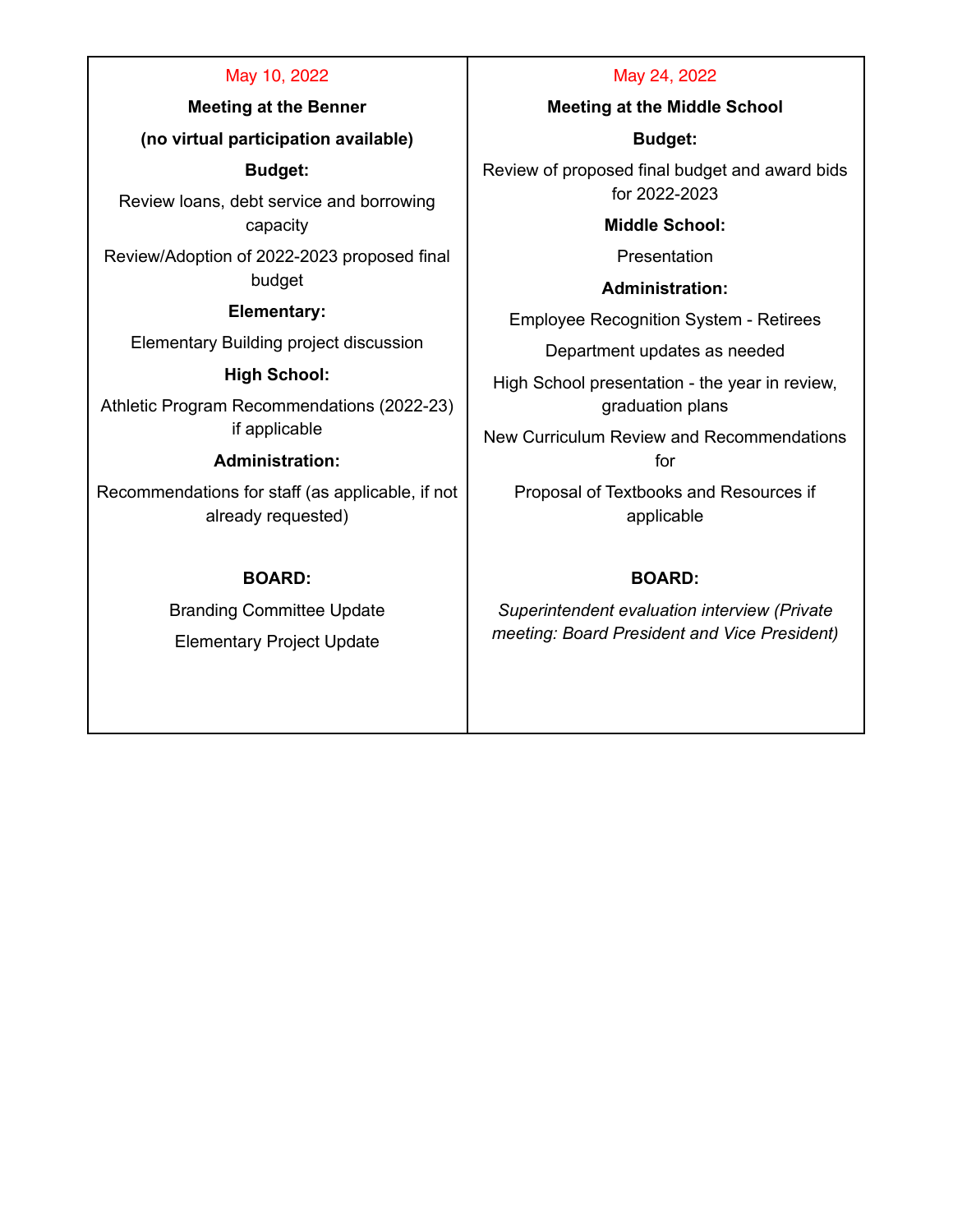| May 10, 2022 | May 24, 2022 |
| --- | --- |
| **Meeting at the Benner** | **Meeting at the Middle School** |
| **(no virtual participation available)** | |
| **Budget:** | **Budget:** |
| Review loans, debt service and borrowing capacity | Review of proposed final budget and award bids for 2022-2023 |
| Review/Adoption of 2022-2023 proposed final budget | |
| **Elementary:** | **Middle School:** |
| Elementary Building project discussion | Presentation |
| **High School:** | **Administration:** |
| Athletic Program Recommendations (2022-23) if applicable | Employee Recognition System - Retirees |
| **Administration:** | Department updates as needed |
| Recommendations for staff (as applicable, if not already requested) | High School presentation - the year in review, graduation plans |
| | New Curriculum Review and Recommendations for |
| | Proposal of Textbooks and Resources if applicable |
| **BOARD:** | **BOARD:** |
| Branding Committee Update | *Superintendent evaluation interview (Private meeting: Board President and Vice President)* |
| Elementary Project Update | |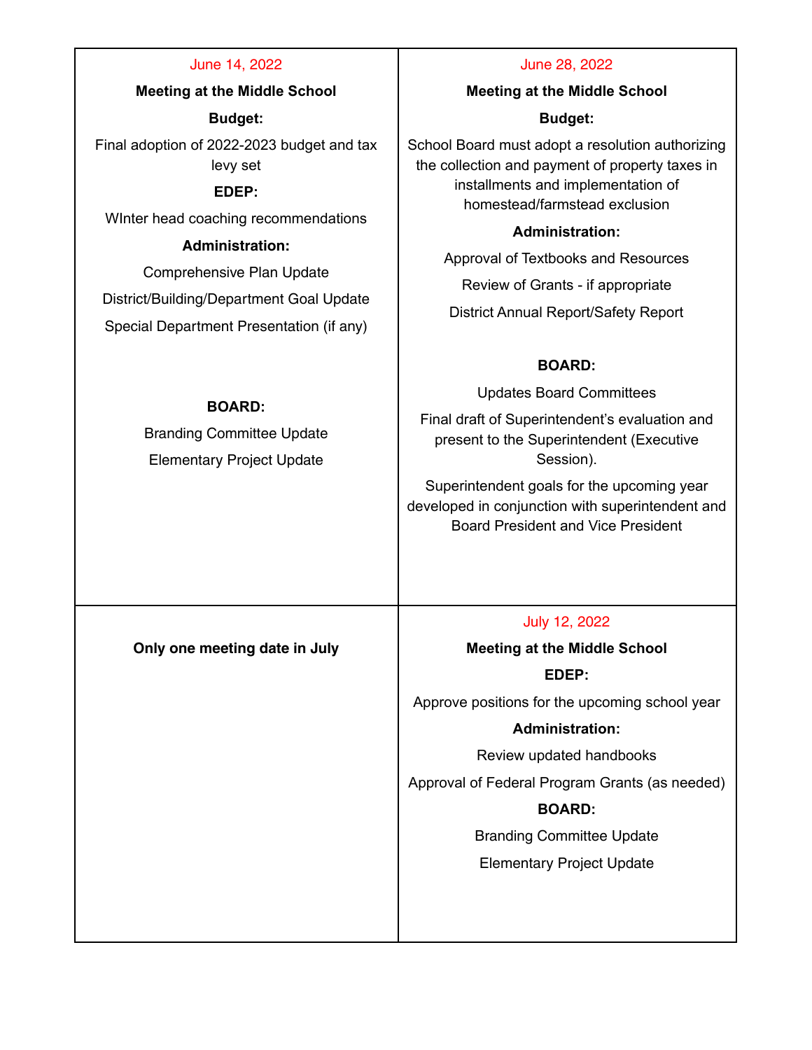| June 14, 2022<br>**Meeting at the Middle School**<br>**Budget:**<br>Final adoption of 2022-2023 budget and tax levy set<br>**EDEP:**<br>WInter head coaching recommendations<br>**Administration:**<br>Comprehensive Plan Update<br>District/Building/Department Goal Update<br>Special Department Presentation (if any)<br>**BOARD:**<br>Branding Committee Update<br>Elementary Project Update | June 28, 2022<br>**Meeting at the Middle School**<br>**Budget:**<br>School Board must adopt a resolution authorizing the collection and payment of property taxes in installments and implementation of homestead/farmstead exclusion<br>**Administration:**<br>Approval of Textbooks and Resources<br>Review of Grants - if appropriate<br>District Annual Report/Safety Report<br>**BOARD:**<br>Updates Board Committees<br>Final draft of Superintendent's evaluation and present to the Superintendent (Executive Session).<br>Superintendent goals for the upcoming year developed in conjunction with superintendent and Board President and Vice President |
|---|---|
| **Only one meeting date in July** | July 12, 2022<br>**Meeting at the Middle School**<br>**EDEP:**<br>Approve positions for the upcoming school year<br>**Administration:**<br>Review updated handbooks<br>Approval of Federal Program Grants (as needed)<br>**BOARD:**<br>Branding Committee Update<br>Elementary Project Update |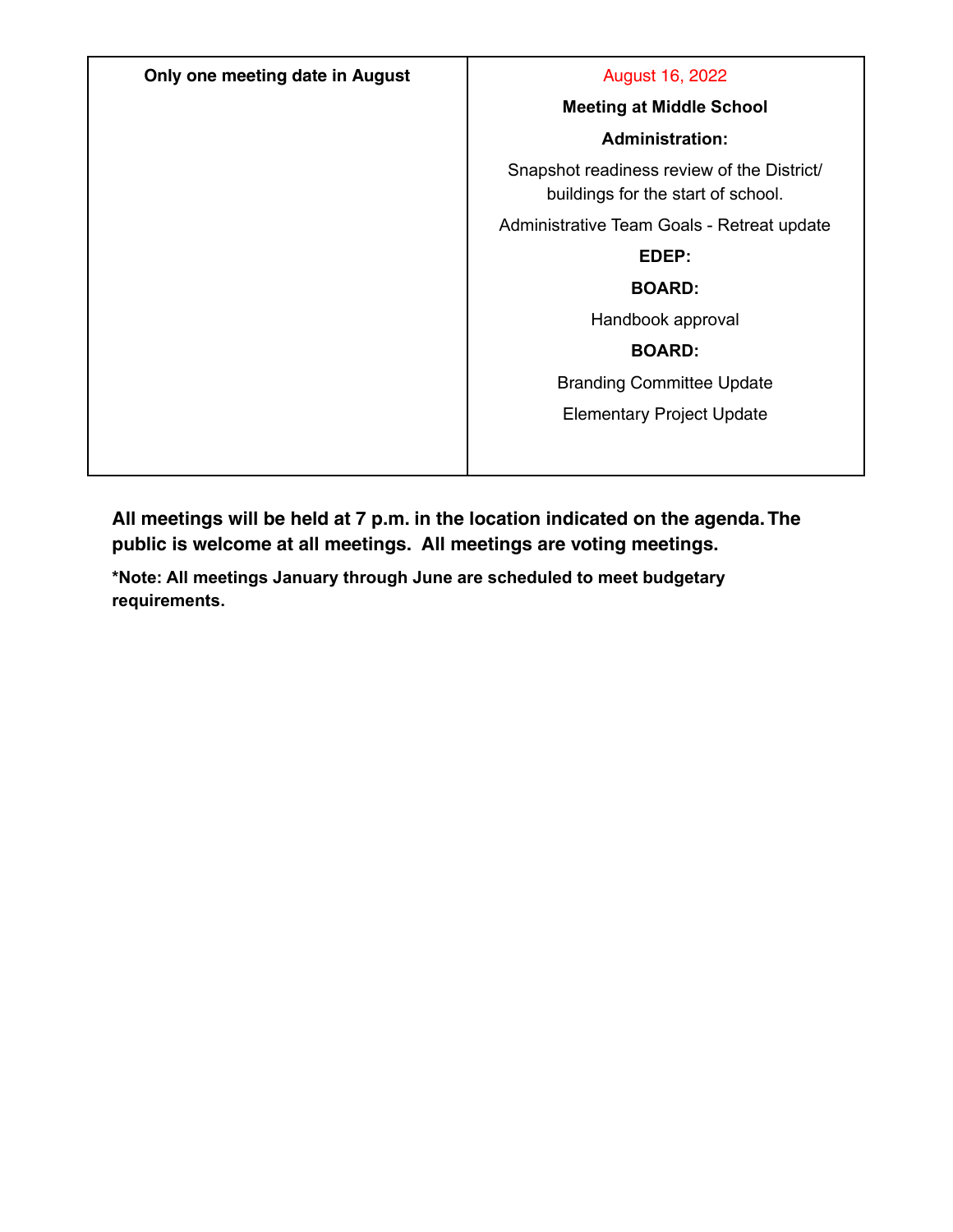| | |
|---|---|
| **Only one meeting date in August** | August 16, 2022<br>**Meeting at Middle School**<br>**Administration:**<br>Snapshot readiness review of the District/ buildings for the start of school.<br>Administrative Team Goals - Retreat update<br>**EDEP:**<br>**BOARD:**<br>Handbook approval<br>**BOARD:**<br>Branding Committee Update<br>Elementary Project Update |

**All meetings will be held at 7 p.m. in the location indicated on the agenda. The public is welcome at all meetings. All meetings are voting meetings.**

**\*Note: All meetings January through June are scheduled to meet budgetary requirements.**